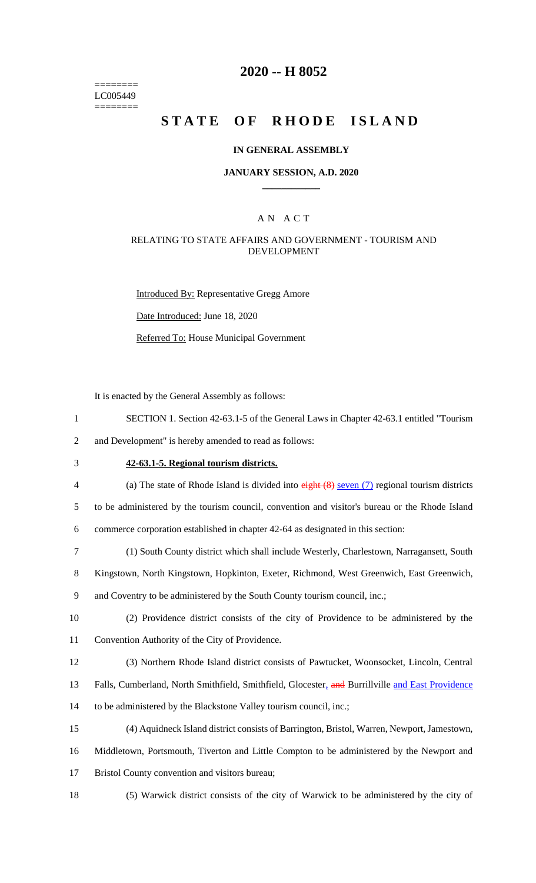========
LC005449
========

# 2020 -- H 8052

# STATE OF RHODE ISLAND

## IN GENERAL ASSEMBLY

### JANUARY SESSION, A.D. 2020

### A N A C T

### RELATING TO STATE AFFAIRS AND GOVERNMENT - TOURISM AND DEVELOPMENT

Introduced By: Representative Gregg Amore

Date Introduced: June 18, 2020

Referred To: House Municipal Government

It is enacted by the General Assembly as follows:

1 SECTION 1. Section 42-63.1-5 of the General Laws in Chapter 42-63.1 entitled "Tourism
2 and Development" is hereby amended to read as follows:

3 **42-63.1-5. Regional tourism districts.**

4 (a) The state of Rhode Island is divided into ~~eight (8)~~ seven (7) regional tourism districts
5 to be administered by the tourism council, convention and visitor's bureau or the Rhode Island
6 commerce corporation established in chapter 42-64 as designated in this section:

7 (1) South County district which shall include Westerly, Charlestown, Narragansett, South
8 Kingstown, North Kingstown, Hopkinton, Exeter, Richmond, West Greenwich, East Greenwich,
9 and Coventry to be administered by the South County tourism council, inc.;

10 (2) Providence district consists of the city of Providence to be administered by the
11 Convention Authority of the City of Providence.

12 (3) Northern Rhode Island district consists of Pawtucket, Woonsocket, Lincoln, Central
13 Falls, Cumberland, North Smithfield, Smithfield, Glocester, ~~and~~ Burrillville and East Providence
14 to be administered by the Blackstone Valley tourism council, inc.;

15 (4) Aquidneck Island district consists of Barrington, Bristol, Warren, Newport, Jamestown,
16 Middletown, Portsmouth, Tiverton and Little Compton to be administered by the Newport and
17 Bristol County convention and visitors bureau;

18 (5) Warwick district consists of the city of Warwick to be administered by the city of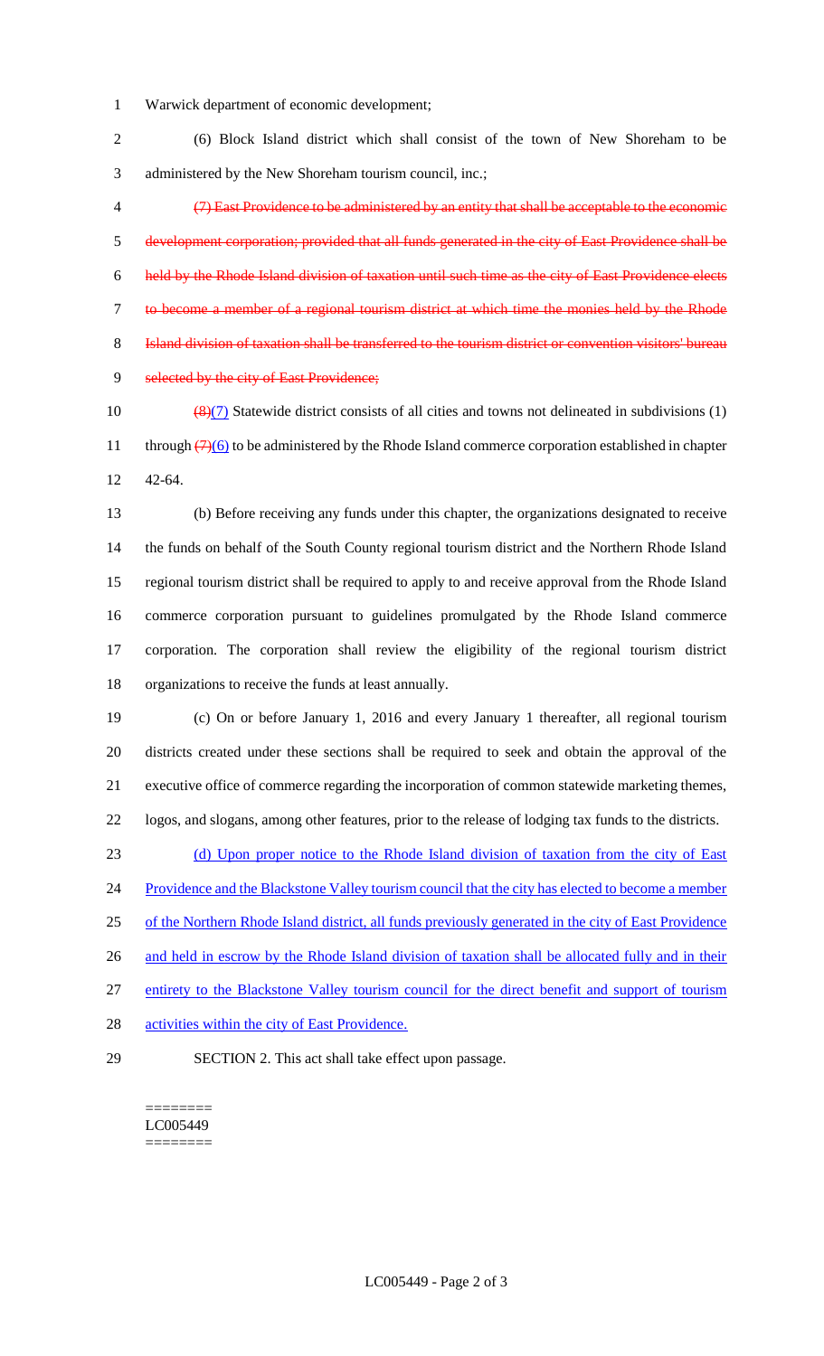Warwick department of economic development;

(6) Block Island district which shall consist of the town of New Shoreham to be administered by the New Shoreham tourism council, inc.;

~~(7) East Providence to be administered by an entity that shall be acceptable to the economic development corporation; provided that all funds generated in the city of East Providence shall be held by the Rhode Island division of taxation until such time as the city of East Providence elects to become a member of a regional tourism district at which time the monies held by the Rhode Island division of taxation shall be transferred to the tourism district or convention visitors' bureau selected by the city of East Providence;~~

~~(8)~~(7) Statewide district consists of all cities and towns not delineated in subdivisions (1) through ~~(7)~~(6) to be administered by the Rhode Island commerce corporation established in chapter 42-64.

(b) Before receiving any funds under this chapter, the organizations designated to receive the funds on behalf of the South County regional tourism district and the Northern Rhode Island regional tourism district shall be required to apply to and receive approval from the Rhode Island commerce corporation pursuant to guidelines promulgated by the Rhode Island commerce corporation. The corporation shall review the eligibility of the regional tourism district organizations to receive the funds at least annually.

(c) On or before January 1, 2016 and every January 1 thereafter, all regional tourism districts created under these sections shall be required to seek and obtain the approval of the executive office of commerce regarding the incorporation of common statewide marketing themes, logos, and slogans, among other features, prior to the release of lodging tax funds to the districts.

(d) Upon proper notice to the Rhode Island division of taxation from the city of East Providence and the Blackstone Valley tourism council that the city has elected to become a member of the Northern Rhode Island district, all funds previously generated in the city of East Providence and held in escrow by the Rhode Island division of taxation shall be allocated fully and in their entirety to the Blackstone Valley tourism council for the direct benefit and support of tourism activities within the city of East Providence.

SECTION 2. This act shall take effect upon passage.

========
LC005449
========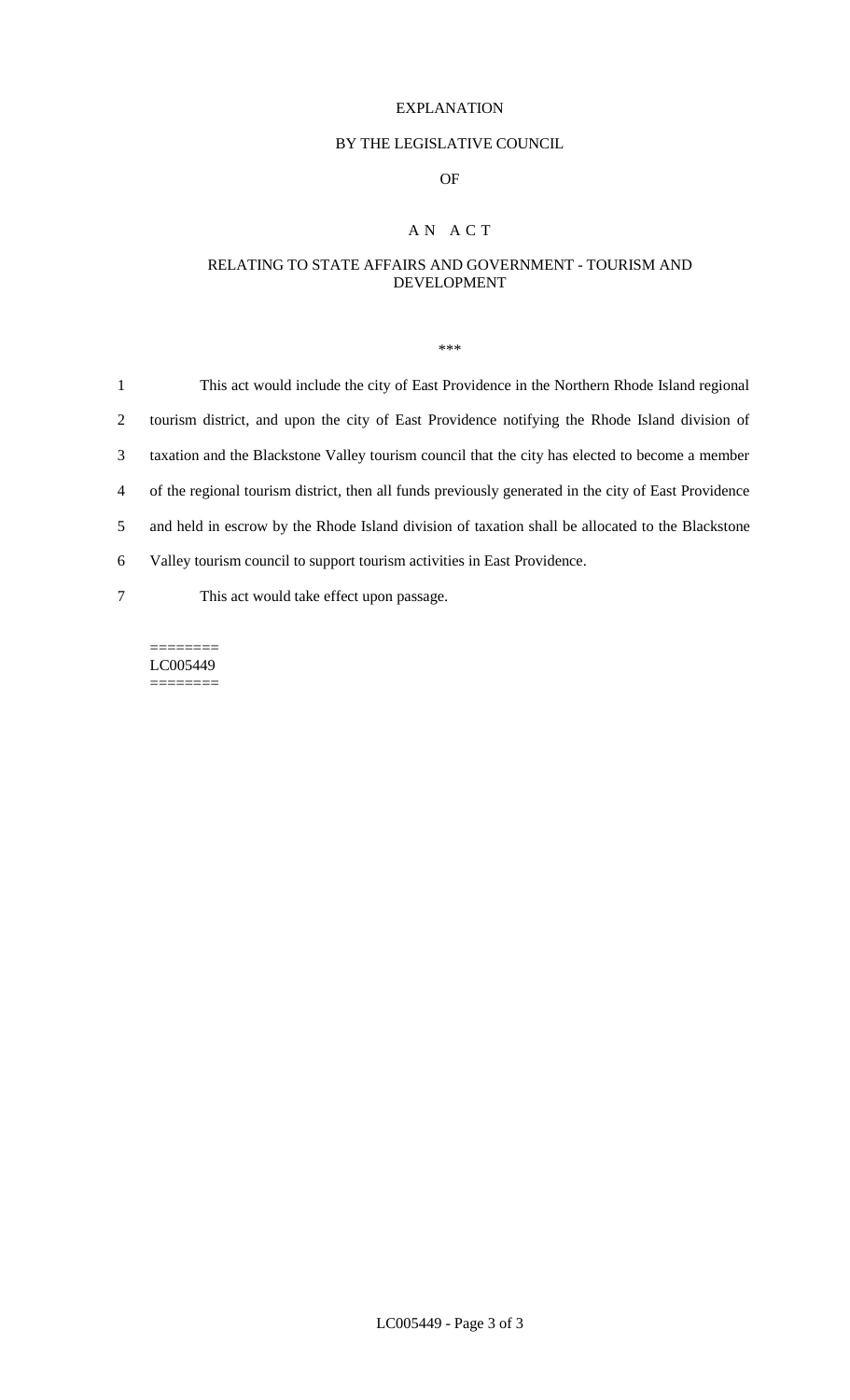EXPLANATION

BY THE LEGISLATIVE COUNCIL

OF

# A N A C T

RELATING TO STATE AFFAIRS AND GOVERNMENT - TOURISM AND DEVELOPMENT

\*\*\*

1 This act would include the city of East Providence in the Northern Rhode Island regional
2 tourism district, and upon the city of East Providence notifying the Rhode Island division of
3 taxation and the Blackstone Valley tourism council that the city has elected to become a member
4 of the regional tourism district, then all funds previously generated in the city of East Providence
5 and held in escrow by the Rhode Island division of taxation shall be allocated to the Blackstone
6 Valley tourism council to support tourism activities in East Providence.
7 This act would take effect upon passage.

========
LC005449
========